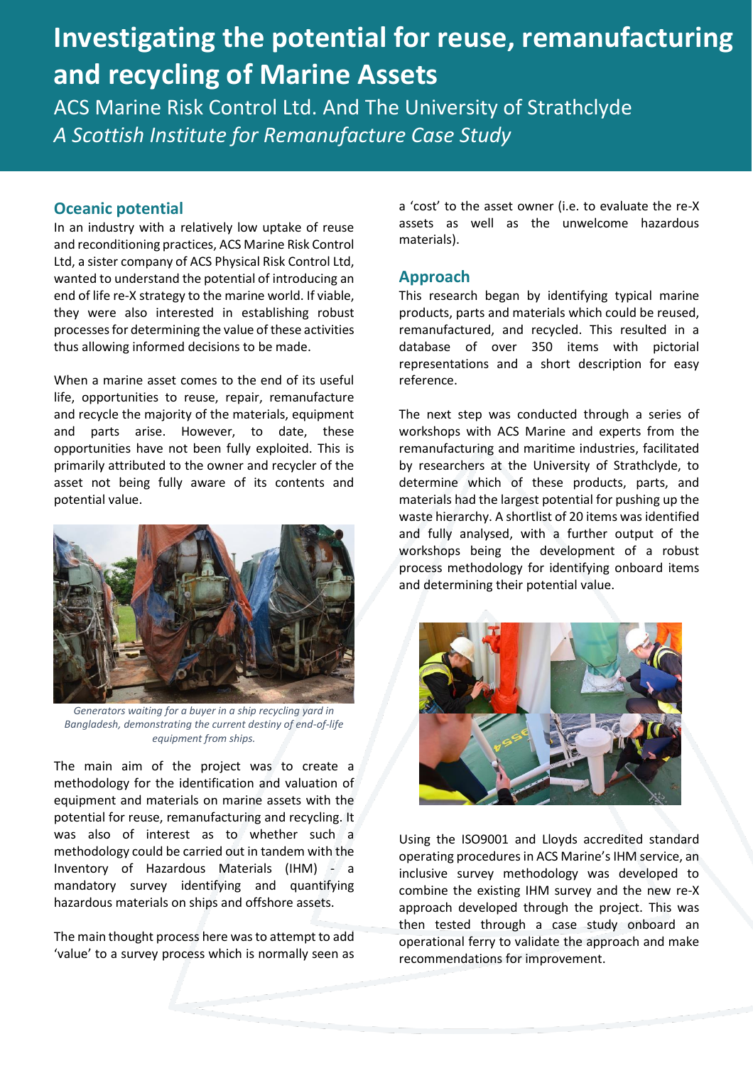# Investigating the potential for reuse, remanufacturing and recycling of Marine Assets

ACS Marine Risk Control Ltd. And The University of Strathclyde

*A Scottish Institute for Remanufacture Case Study*

## Oceanic potential

In an industry with a relatively low uptake of reuse and reconditioning practices, ACS Marine Risk Control Ltd, a sister company of ACS Physical Risk Control Ltd, wanted to understand the potential of introducing an end of life re-X strategy to the marine world. If viable, they were also interested in establishing robust processes for determining the value of these activities thus allowing informed decisions to be made.

When a marine asset comes to the end of its useful life, opportunities to reuse, repair, remanufacture and recycle the majority of the materials, equipment and parts arise. However, to date, these opportunities have not been fully exploited. This is primarily attributed to the owner and recycler of the asset not being fully aware of its contents and potential value.

*Generators waiting for a buyer in a ship recycling yard in Bangladesh, demonstrating the current destiny of end-of-life equipment from ships.*

The main aim of the project was to create a methodology for the identification and valuation of equipment and materials on marine assets with the potential for reuse, remanufacturing and recycling. It was also of interest as to whether such a methodology could be carried out in tandem with the Inventory of Hazardous Materials (IHM) - a mandatory survey identifying and quantifying hazardous materials on ships and offshore assets.

The main thought process here was to attempt to add 'value' to a survey process which is normally seen as a 'cost' to the asset owner (i.e. to evaluate the re-X assets as well as the unwelcome hazardous materials).

## Approach

This research began by identifying typical marine products, parts and materials which could be reused, remanufactured, and recycled. This resulted in a database of over 350 items with pictorial representations and a short description for easy reference.

The next step was conducted through a series of workshops with ACS Marine and experts from the remanufacturing and maritime industries, facilitated by researchers at the University of Strathclyde, to determine which of these products, parts, and materials had the largest potential for pushing up the waste hierarchy. A shortlist of 20 items was identified and fully analysed, with a further output of the workshops being the development of a robust process methodology for identifying onboard items and determining their potential value.

Using the ISO9001 and Lloyds accredited standard operating procedures in ACS Marine's IHM service, an inclusive survey methodology was developed to combine the existing IHM survey and the new re-X approach developed through the project. This was then tested through a case study onboard an operational ferry to validate the approach and make recommendations for improvement.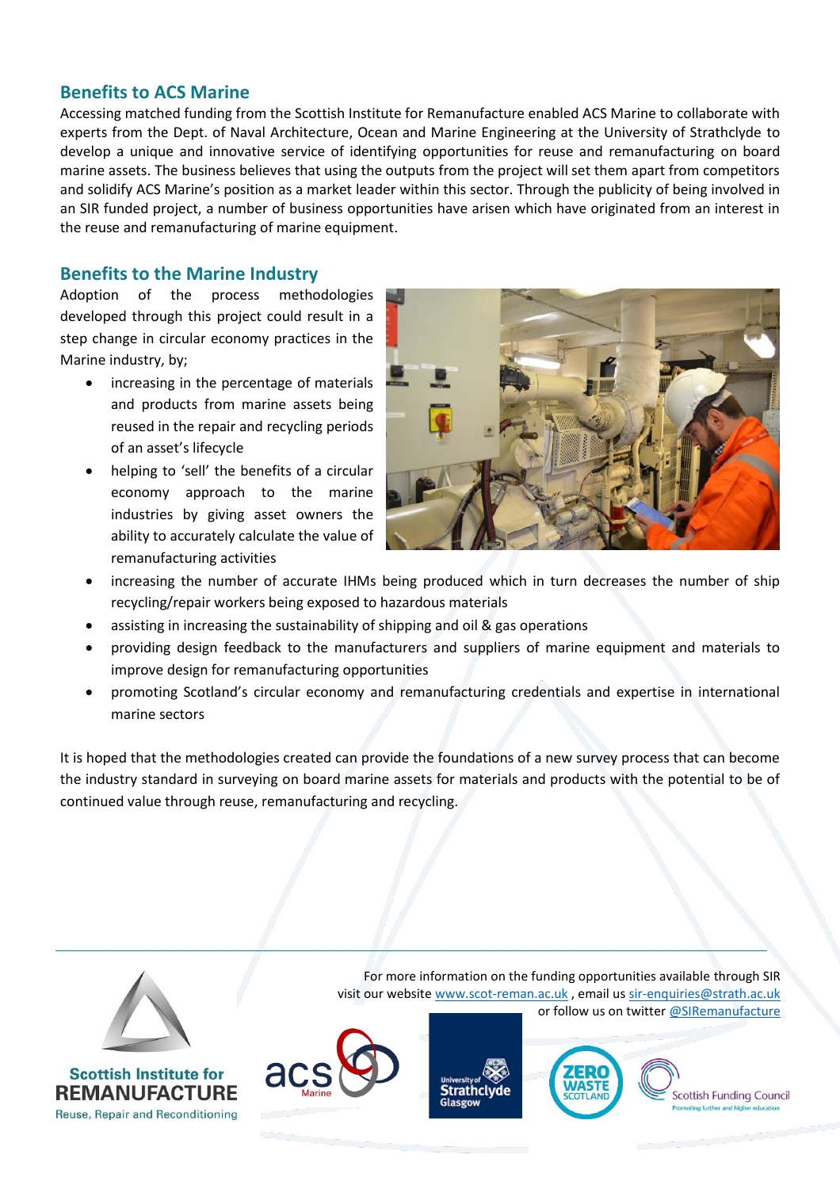## Benefits to ACS Marine

Accessing matched funding from the Scottish Institute for Remanufacture enabled ACS Marine to collaborate with experts from the Dept. of Naval Architecture, Ocean and Marine Engineering at the University of Strathclyde to develop a unique and innovative service of identifying opportunities for reuse and remanufacturing on board marine assets. The business believes that using the outputs from the project will set them apart from competitors and solidify ACS Marine's position as a market leader within this sector. Through the publicity of being involved in an SIR funded project, a number of business opportunities have arisen which have originated from an interest in the reuse and remanufacturing of marine equipment.

## Benefits to the Marine Industry

Adoption of the process methodologies developed through this project could result in a step change in circular economy practices in the Marine industry, by;

- increasing in the percentage of materials and products from marine assets being reused in the repair and recycling periods of an asset's lifecycle
- helping to 'sell' the benefits of a circular economy approach to the marine industries by giving asset owners the ability to accurately calculate the value of remanufacturing activities
- increasing the number of accurate IHMs being produced which in turn decreases the number of ship recycling/repair workers being exposed to hazardous materials
- assisting in increasing the sustainability of shipping and oil & gas operations
- providing design feedback to the manufacturers and suppliers of marine equipment and materials to improve design for remanufacturing opportunities
- promoting Scotland's circular economy and remanufacturing credentials and expertise in international marine sectors

It is hoped that the methodologies created can provide the foundations of a new survey process that can become the industry standard in surveying on board marine assets for materials and products with the potential to be of continued value through reuse, remanufacturing and recycling.

For more information on the funding opportunities available through SIR visit our website www.scot-reman.ac.uk , email us sir-enquiries@strath.ac.uk or follow us on twitter @SIRemanufacture

Scottish Institute for REMANUFACTURE
Reuse, Repair and Reconditioning